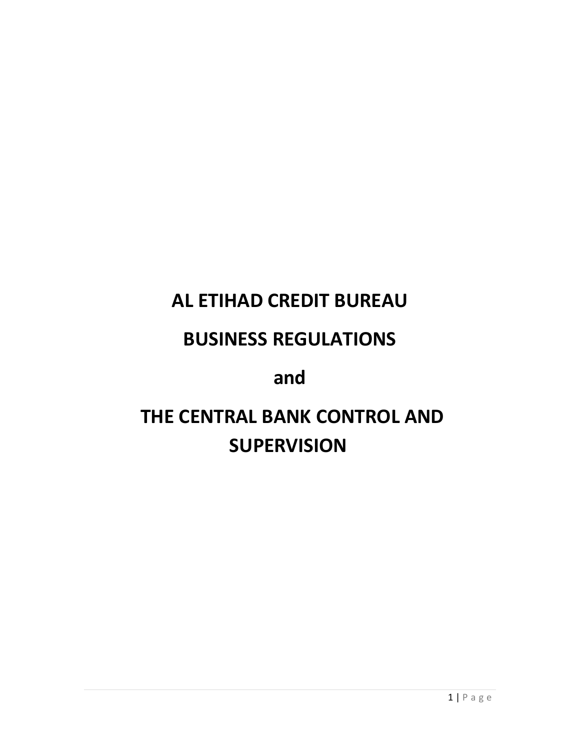# AL ETIHAD CREDIT BUREAU

# BUSINESS REGULATIONS

# and

# THE CENTRAL BANK CONTROL AND SUPERVISION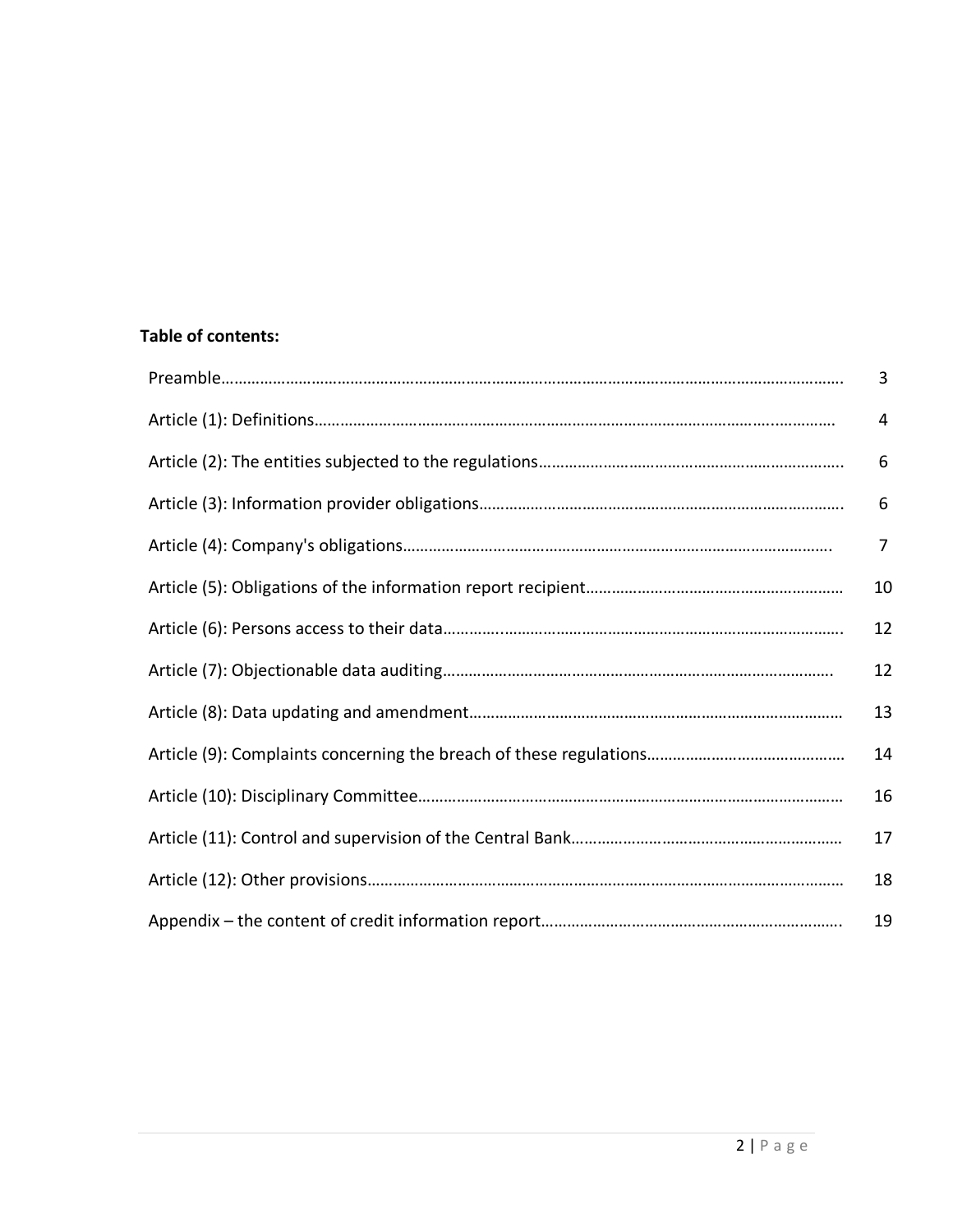**Table of contents:**

| | |
|---|---|
| Preamble | 3 |
| Article (1): Definitions | 4 |
| Article (2): The entities subjected to the regulations | 6 |
| Article (3): Information provider obligations | 6 |
| Article (4): Company's obligations | 7 |
| Article (5): Obligations of the information report recipient | 10 |
| Article (6): Persons access to their data | 12 |
| Article (7): Objectionable data auditing | 12 |
| Article (8): Data updating and amendment | 13 |
| Article (9): Complaints concerning the breach of these regulations | 14 |
| Article (10): Disciplinary Committee | 16 |
| Article (11): Control and supervision of the Central Bank | 17 |
| Article (12): Other provisions | 18 |
| Appendix – the content of credit information report | 19 |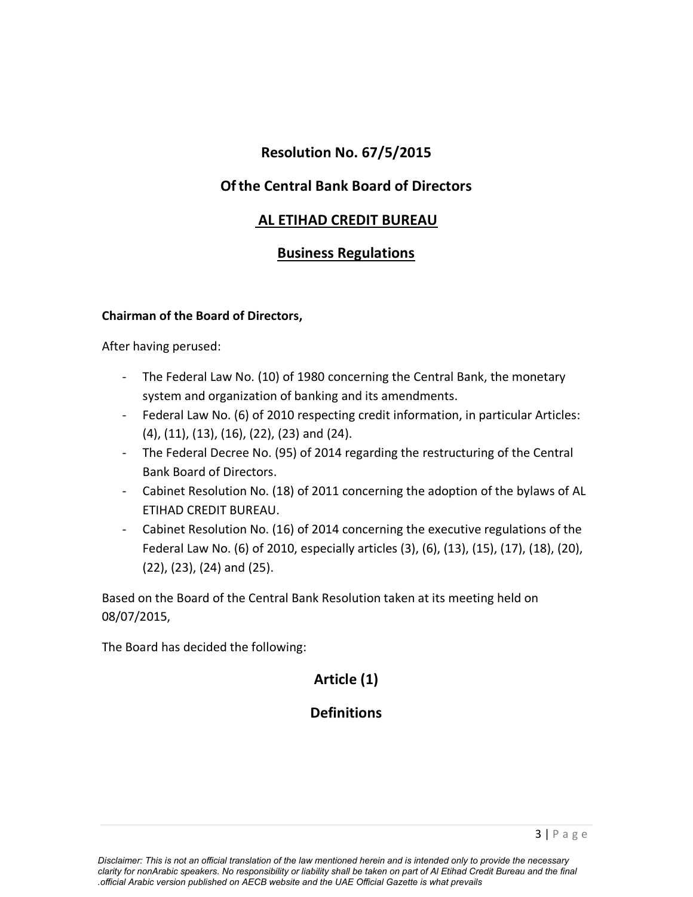# Resolution No. 67/5/2015

## Of the Central Bank Board of Directors

## AL ETIHAD CREDIT BUREAU

## Business Regulations

**Chairman of the Board of Directors,**

After having perused:

- The Federal Law No. (10) of 1980 concerning the Central Bank, the monetary system and organization of banking and its amendments.
- Federal Law No. (6) of 2010 respecting credit information, in particular Articles: (4), (11), (13), (16), (22), (23) and (24).
- The Federal Decree No. (95) of 2014 regarding the restructuring of the Central Bank Board of Directors.
- Cabinet Resolution No. (18) of 2011 concerning the adoption of the bylaws of AL ETIHAD CREDIT BUREAU.
- Cabinet Resolution No. (16) of 2014 concerning the executive regulations of the Federal Law No. (6) of 2010, especially articles (3), (6), (13), (15), (17), (18), (20), (22), (23), (24) and (25).

Based on the Board of the Central Bank Resolution taken at its meeting held on 08/07/2015,

The Board has decided the following:

## Article (1)

## Definitions

*Disclaimer: This is not an official translation of the law mentioned herein and is intended only to provide the necessary clarity for nonArabic speakers. No responsibility or liability shall be taken on part of Al Etihad Credit Bureau and the final .official Arabic version published on AECB website and the UAE Official Gazette is what prevails*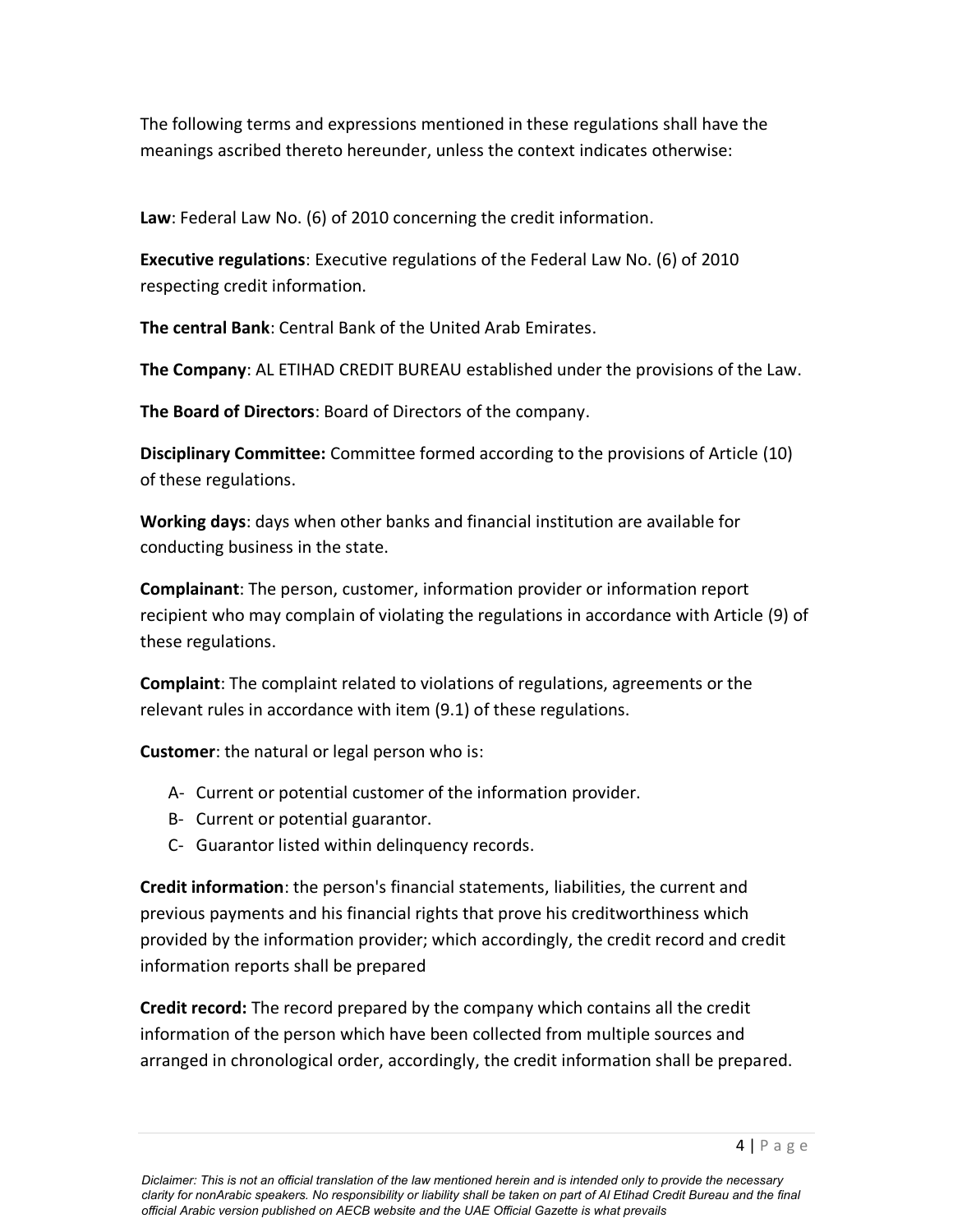The following terms and expressions mentioned in these regulations shall have the meanings ascribed thereto hereunder, unless the context indicates otherwise:

**Law**: Federal Law No. (6) of 2010 concerning the credit information.

**Executive regulations**: Executive regulations of the Federal Law No. (6) of 2010 respecting credit information.

**The central Bank**: Central Bank of the United Arab Emirates.

**The Company**: AL ETIHAD CREDIT BUREAU established under the provisions of the Law.

**The Board of Directors**: Board of Directors of the company.

**Disciplinary Committee:** Committee formed according to the provisions of Article (10) of these regulations.

**Working days**: days when other banks and financial institution are available for conducting business in the state.

**Complainant**: The person, customer, information provider or information report recipient who may complain of violating the regulations in accordance with Article (9) of these regulations.

**Complaint**: The complaint related to violations of regulations, agreements or the relevant rules in accordance with item (9.1) of these regulations.

**Customer**: the natural or legal person who is:

- A- Current or potential customer of the information provider.
- B- Current or potential guarantor.
- C- Guarantor listed within delinquency records.

**Credit information**: the person's financial statements, liabilities, the current and previous payments and his financial rights that prove his creditworthiness which provided by the information provider; which accordingly, the credit record and credit information reports shall be prepared

**Credit record:** The record prepared by the company which contains all the credit information of the person which have been collected from multiple sources and arranged in chronological order, accordingly, the credit information shall be prepared.

*Diclaimer: This is not an official translation of the law mentioned herein and is intended only to provide the necessary clarity for nonArabic speakers. No responsibility or liability shall be taken on part of Al Etihad Credit Bureau and the final official Arabic version published on AECB website and the UAE Official Gazette is what prevails*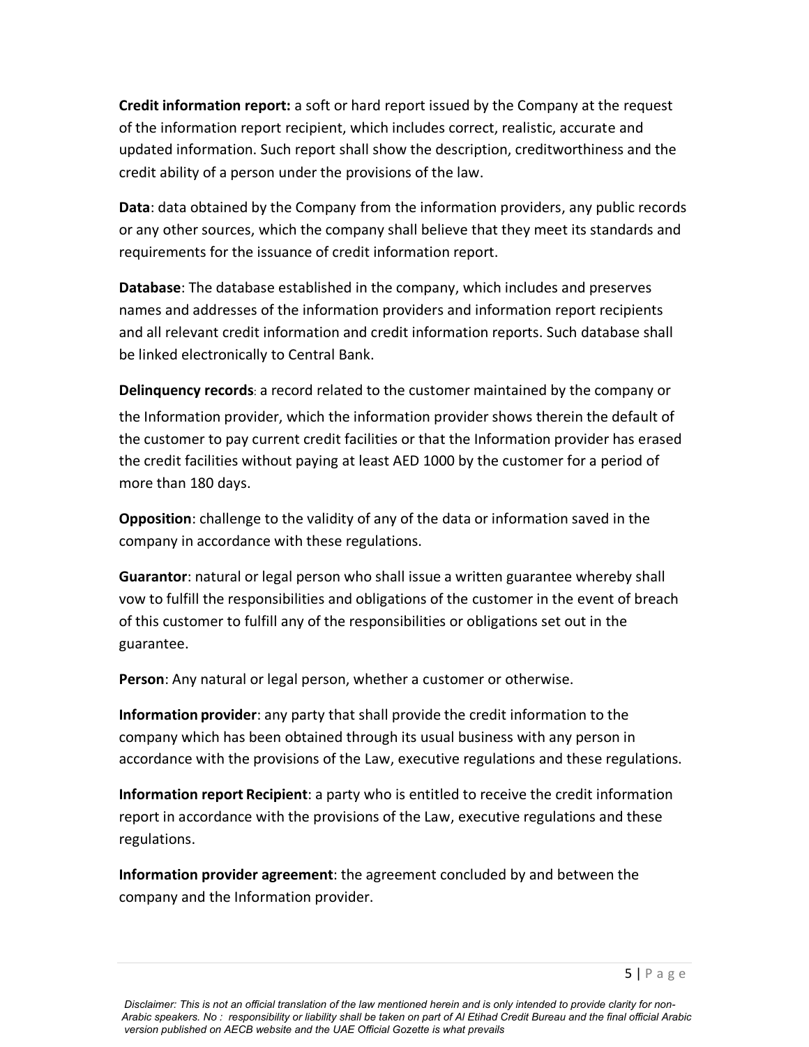**Credit information report:** a soft or hard report issued by the Company at the request of the information report recipient, which includes correct, realistic, accurate and updated information. Such report shall show the description, creditworthiness and the credit ability of a person under the provisions of the law.

**Data**: data obtained by the Company from the information providers, any public records or any other sources, which the company shall believe that they meet its standards and requirements for the issuance of credit information report.

**Database**: The database established in the company, which includes and preserves names and addresses of the information providers and information report recipients and all relevant credit information and credit information reports. Such database shall be linked electronically to Central Bank.

**Delinquency records**: a record related to the customer maintained by the company or the Information provider, which the information provider shows therein the default of the customer to pay current credit facilities or that the Information provider has erased the credit facilities without paying at least AED 1000 by the customer for a period of more than 180 days.

**Opposition**: challenge to the validity of any of the data or information saved in the company in accordance with these regulations.

**Guarantor**: natural or legal person who shall issue a written guarantee whereby shall vow to fulfill the responsibilities and obligations of the customer in the event of breach of this customer to fulfill any of the responsibilities or obligations set out in the guarantee.

**Person**: Any natural or legal person, whether a customer or otherwise.

**Information provider**: any party that shall provide the credit information to the company which has been obtained through its usual business with any person in accordance with the provisions of the Law, executive regulations and these regulations.

**Information report Recipient**: a party who is entitled to receive the credit information report in accordance with the provisions of the Law, executive regulations and these regulations.

**Information provider agreement**: the agreement concluded by and between the company and the Information provider.

*Disclaimer: This is not an official translation of the law mentioned herein and is only intended to provide clarity for non-Arabic speakers. No : responsibility or liability shall be taken on part of Al Etihad Credit Bureau and the final official Arabic version published on AECB website and the UAE Official Gozette is what prevails*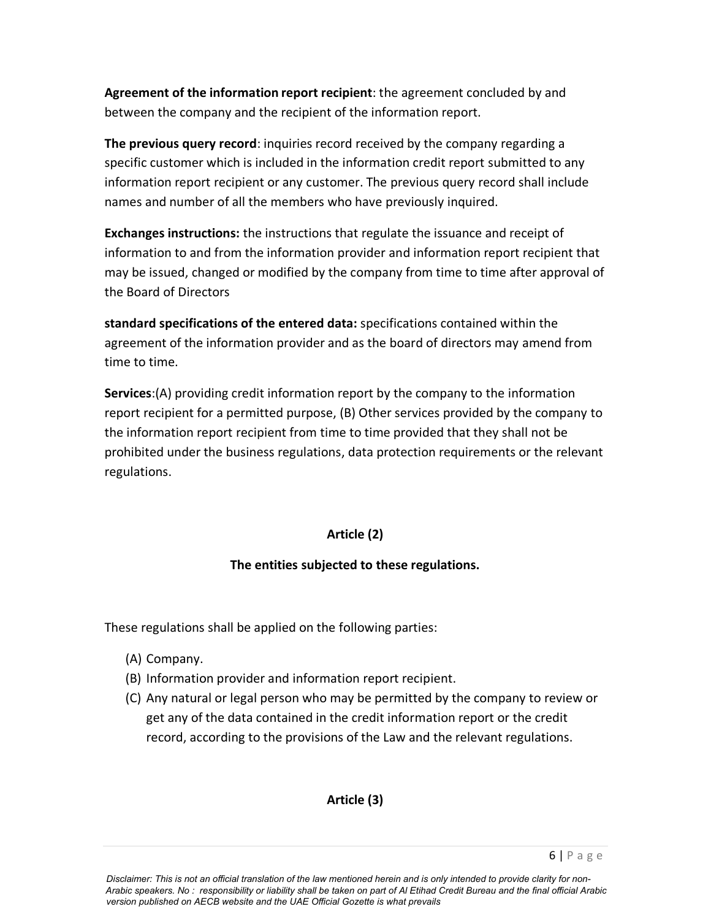**Agreement of the information report recipient**: the agreement concluded by and between the company and the recipient of the information report.

**The previous query record**: inquiries record received by the company regarding a specific customer which is included in the information credit report submitted to any information report recipient or any customer. The previous query record shall include names and number of all the members who have previously inquired.

**Exchanges instructions:** the instructions that regulate the issuance and receipt of information to and from the information provider and information report recipient that may be issued, changed or modified by the company from time to time after approval of the Board of Directors

**standard specifications of the entered data:** specifications contained within the agreement of the information provider and as the board of directors may amend from time to time.

**Services**:(A) providing credit information report by the company to the information report recipient for a permitted purpose, (B) Other services provided by the company to the information report recipient from time to time provided that they shall not be prohibited under the business regulations, data protection requirements or the relevant regulations.

## Article (2)

### The entities subjected to these regulations.

These regulations shall be applied on the following parties:

(A) Company.
(B) Information provider and information report recipient.
(C) Any natural or legal person who may be permitted by the company to review or get any of the data contained in the credit information report or the credit record, according to the provisions of the Law and the relevant regulations.

## Article (3)

*Disclaimer: This is not an official translation of the law mentioned herein and is only intended to provide clarity for non-Arabic speakers. No : responsibility or liability shall be taken on part of Al Etihad Credit Bureau and the final official Arabic version published on AECB website and the UAE Official Gozette is what prevails*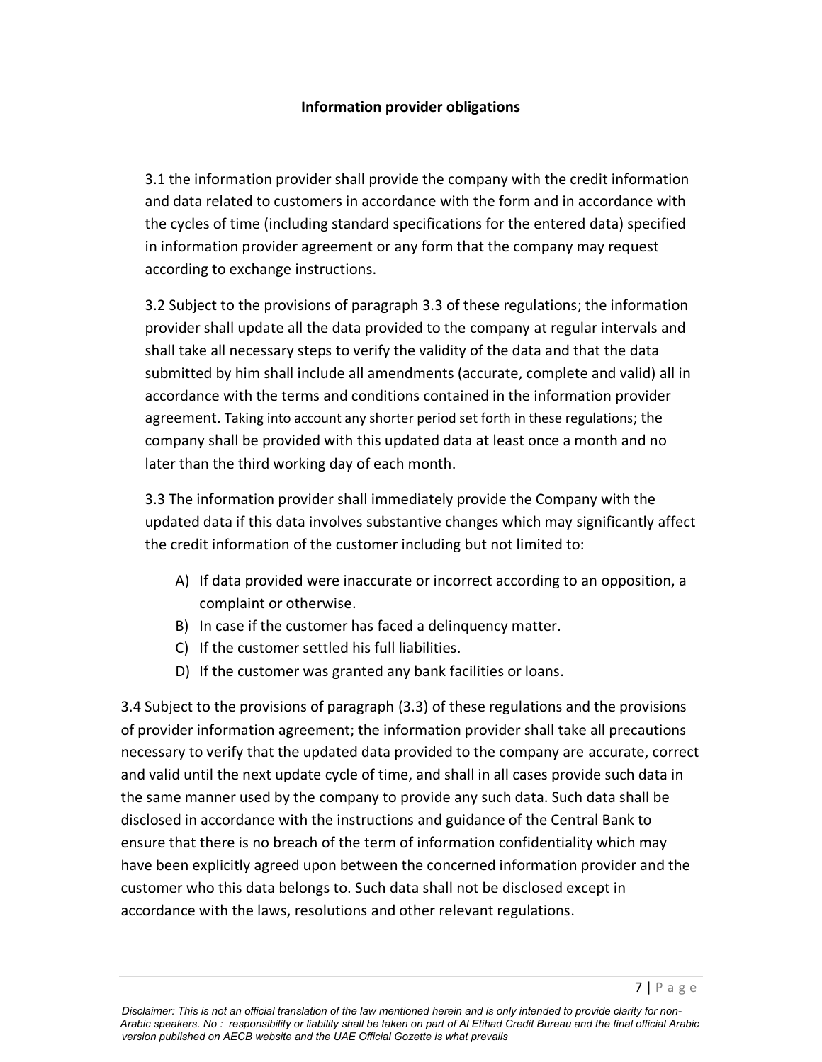### Information provider obligations

3.1 the information provider shall provide the company with the credit information and data related to customers in accordance with the form and in accordance with the cycles of time (including standard specifications for the entered data) specified in information provider agreement or any form that the company may request according to exchange instructions.

3.2 Subject to the provisions of paragraph 3.3 of these regulations; the information provider shall update all the data provided to the company at regular intervals and shall take all necessary steps to verify the validity of the data and that the data submitted by him shall include all amendments (accurate, complete and valid) all in accordance with the terms and conditions contained in the information provider agreement. Taking into account any shorter period set forth in these regulations; the company shall be provided with this updated data at least once a month and no later than the third working day of each month.

3.3 The information provider shall immediately provide the Company with the updated data if this data involves substantive changes which may significantly affect the credit information of the customer including but not limited to:

A) If data provided were inaccurate or incorrect according to an opposition, a complaint or otherwise.
B) In case if the customer has faced a delinquency matter.
C) If the customer settled his full liabilities.
D) If the customer was granted any bank facilities or loans.

3.4 Subject to the provisions of paragraph (3.3) of these regulations and the provisions of provider information agreement; the information provider shall take all precautions necessary to verify that the updated data provided to the company are accurate, correct and valid until the next update cycle of time, and shall in all cases provide such data in the same manner used by the company to provide any such data. Such data shall be disclosed in accordance with the instructions and guidance of the Central Bank to ensure that there is no breach of the term of information confidentiality which may have been explicitly agreed upon between the concerned information provider and the customer who this data belongs to. Such data shall not be disclosed except in accordance with the laws, resolutions and other relevant regulations.

*Disclaimer: This is not an official translation of the law mentioned herein and is only intended to provide clarity for non-Arabic speakers. No : responsibility or liability shall be taken on part of Al Etihad Credit Bureau and the final official Arabic version published on AECB website and the UAE Official Gozette is what prevails*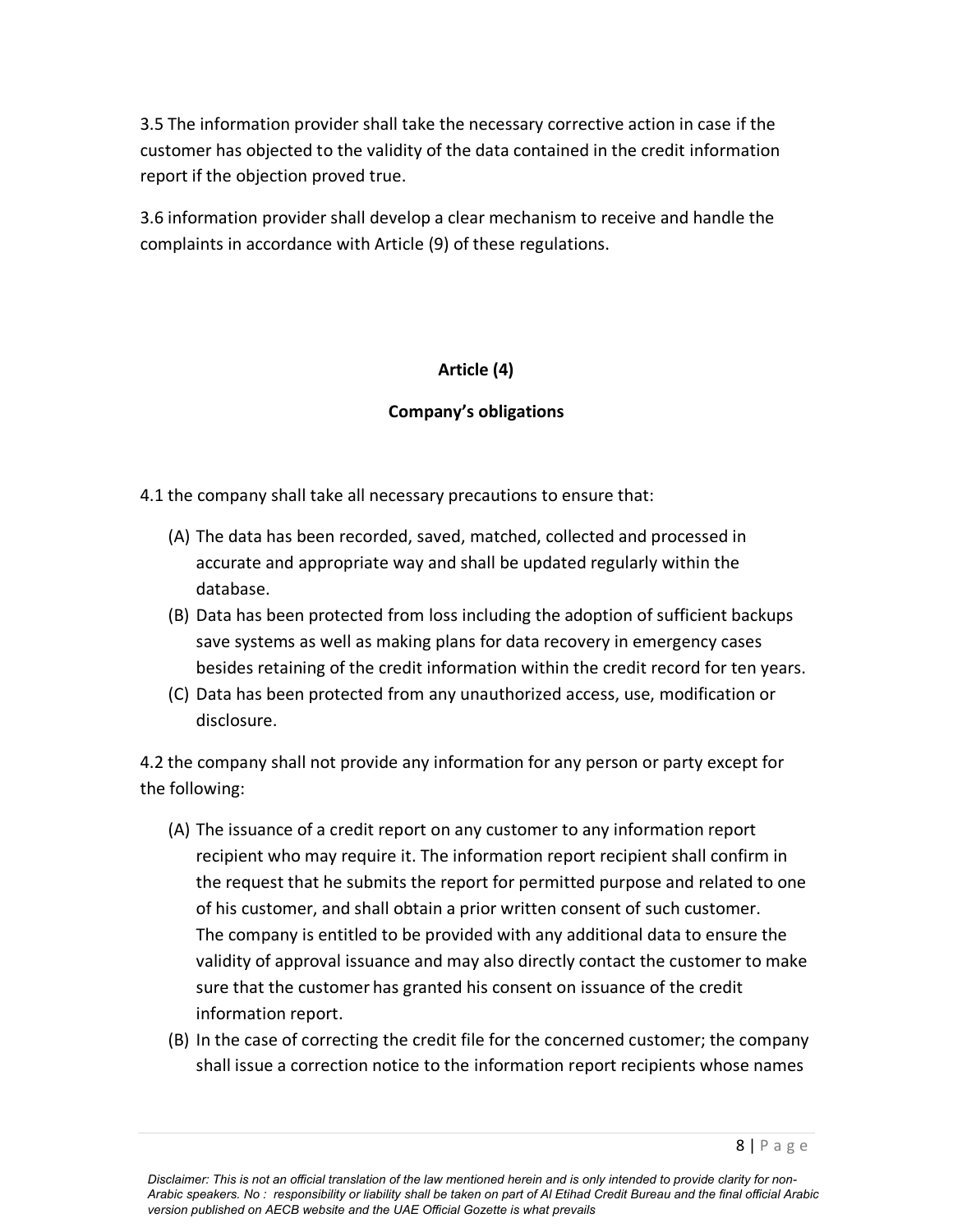3.5 The information provider shall take the necessary corrective action in case if the customer has objected to the validity of the data contained in the credit information report if the objection proved true.

3.6 information provider shall develop a clear mechanism to receive and handle the complaints in accordance with Article (9) of these regulations.

## Article (4)

## Company's obligations

4.1 the company shall take all necessary precautions to ensure that:

(A) The data has been recorded, saved, matched, collected and processed in accurate and appropriate way and shall be updated regularly within the database.

(B) Data has been protected from loss including the adoption of sufficient backups save systems as well as making plans for data recovery in emergency cases besides retaining of the credit information within the credit record for ten years.

(C) Data has been protected from any unauthorized access, use, modification or disclosure.

4.2 the company shall not provide any information for any person or party except for the following:

(A) The issuance of a credit report on any customer to any information report recipient who may require it. The information report recipient shall confirm in the request that he submits the report for permitted purpose and related to one of his customer, and shall obtain a prior written consent of such customer. The company is entitled to be provided with any additional data to ensure the validity of approval issuance and may also directly contact the customer to make sure that the customer has granted his consent on issuance of the credit information report.

(B) In the case of correcting the credit file for the concerned customer; the company shall issue a correction notice to the information report recipients whose names

*Disclaimer: This is not an official translation of the law mentioned herein and is only intended to provide clarity for non-Arabic speakers. No : responsibility or liability shall be taken on part of Al Etihad Credit Bureau and the final official Arabic version published on AECB website and the UAE Official Gozette is what prevails*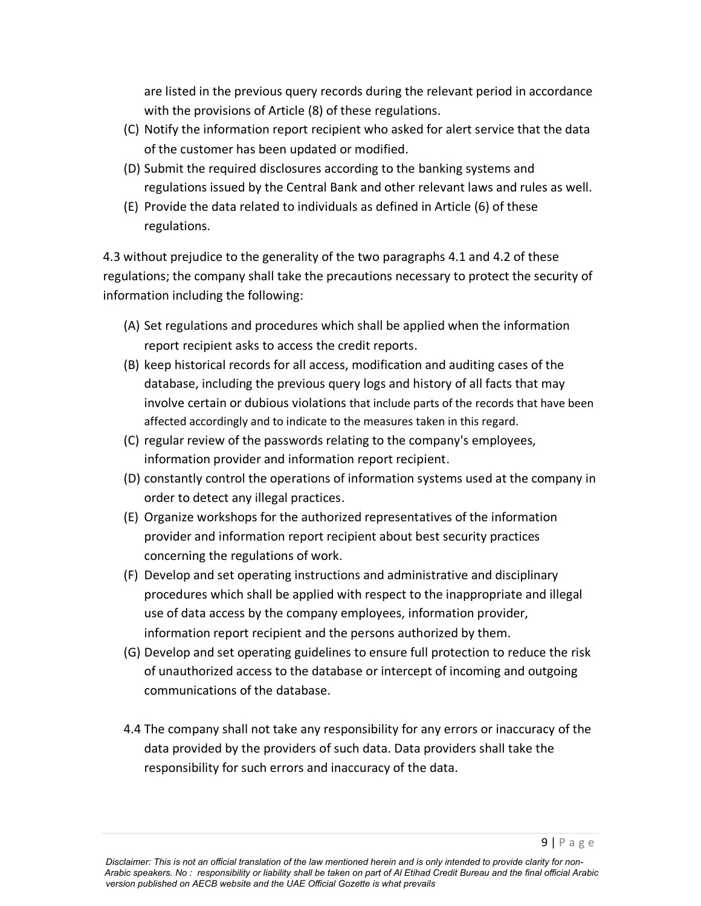are listed in the previous query records during the relevant period in accordance with the provisions of Article (8) of these regulations.

(C) Notify the information report recipient who asked for alert service that the data of the customer has been updated or modified.

(D) Submit the required disclosures according to the banking systems and regulations issued by the Central Bank and other relevant laws and rules as well.

(E) Provide the data related to individuals as defined in Article (6) of these regulations.

4.3 without prejudice to the generality of the two paragraphs 4.1 and 4.2 of these regulations; the company shall take the precautions necessary to protect the security of information including the following:

(A) Set regulations and procedures which shall be applied when the information report recipient asks to access the credit reports.

(B) keep historical records for all access, modification and auditing cases of the database, including the previous query logs and history of all facts that may involve certain or dubious violations that include parts of the records that have been affected accordingly and to indicate to the measures taken in this regard.

(C) regular review of the passwords relating to the company's employees, information provider and information report recipient.

(D) constantly control the operations of information systems used at the company in order to detect any illegal practices.

(E) Organize workshops for the authorized representatives of the information provider and information report recipient about best security practices concerning the regulations of work.

(F) Develop and set operating instructions and administrative and disciplinary procedures which shall be applied with respect to the inappropriate and illegal use of data access by the company employees, information provider, information report recipient and the persons authorized by them.

(G) Develop and set operating guidelines to ensure full protection to reduce the risk of unauthorized access to the database or intercept of incoming and outgoing communications of the database.

4.4 The company shall not take any responsibility for any errors or inaccuracy of the data provided by the providers of such data. Data providers shall take the responsibility for such errors and inaccuracy of the data.

*Disclaimer: This is not an official translation of the law mentioned herein and is only intended to provide clarity for non-Arabic speakers. No : responsibility or liability shall be taken on part of Al Etihad Credit Bureau and the final official Arabic version published on AECB website and the UAE Official Gozette is what prevails*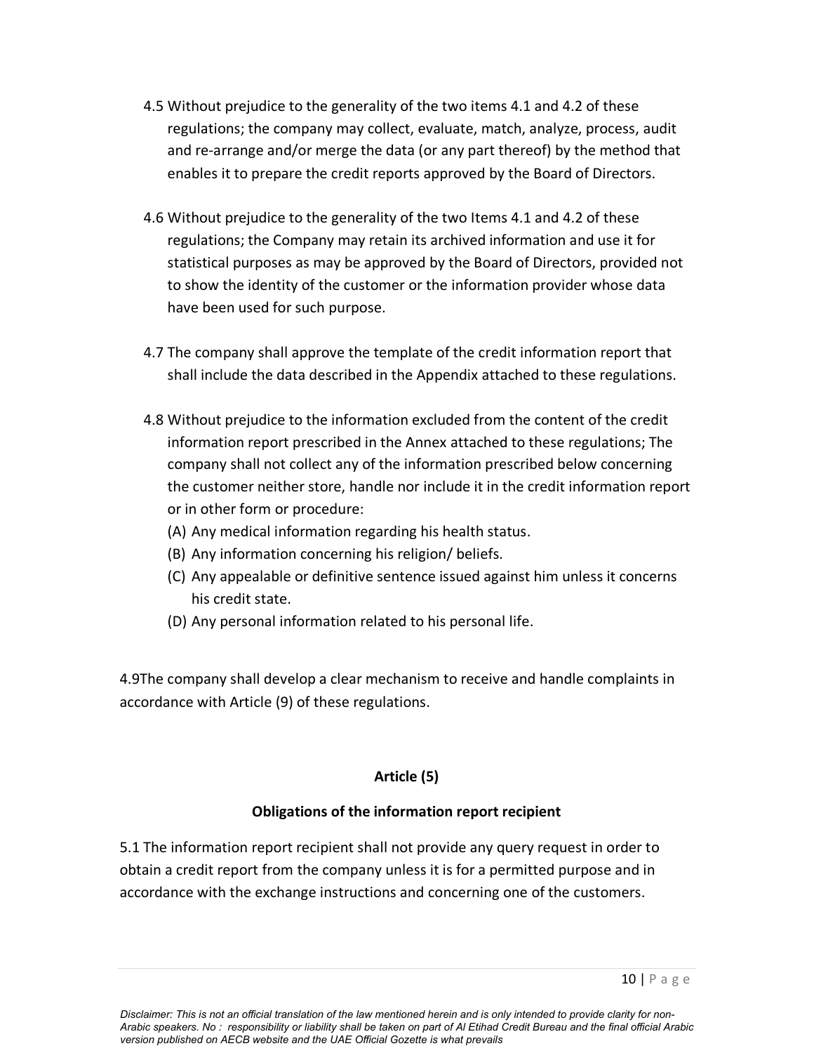4.5 Without prejudice to the generality of the two items 4.1 and 4.2 of these regulations; the company may collect, evaluate, match, analyze, process, audit and re-arrange and/or merge the data (or any part thereof) by the method that enables it to prepare the credit reports approved by the Board of Directors.

4.6 Without prejudice to the generality of the two Items 4.1 and 4.2 of these regulations; the Company may retain its archived information and use it for statistical purposes as may be approved by the Board of Directors, provided not to show the identity of the customer or the information provider whose data have been used for such purpose.

4.7 The company shall approve the template of the credit information report that shall include the data described in the Appendix attached to these regulations.

4.8 Without prejudice to the information excluded from the content of the credit information report prescribed in the Annex attached to these regulations; The company shall not collect any of the information prescribed below concerning the customer neither store, handle nor include it in the credit information report or in other form or procedure:

(A) Any medical information regarding his health status.
(B) Any information concerning his religion/ beliefs.
(C) Any appealable or definitive sentence issued against him unless it concerns his credit state.
(D) Any personal information related to his personal life.

4.9The company shall develop a clear mechanism to receive and handle complaints in accordance with Article (9) of these regulations.

## Article (5)

### Obligations of the information report recipient

5.1 The information report recipient shall not provide any query request in order to obtain a credit report from the company unless it is for a permitted purpose and in accordance with the exchange instructions and concerning one of the customers.

*Disclaimer: This is not an official translation of the law mentioned herein and is only intended to provide clarity for non-Arabic speakers. No : responsibility or liability shall be taken on part of Al Etihad Credit Bureau and the final official Arabic version published on AECB website and the UAE Official Gozette is what prevails*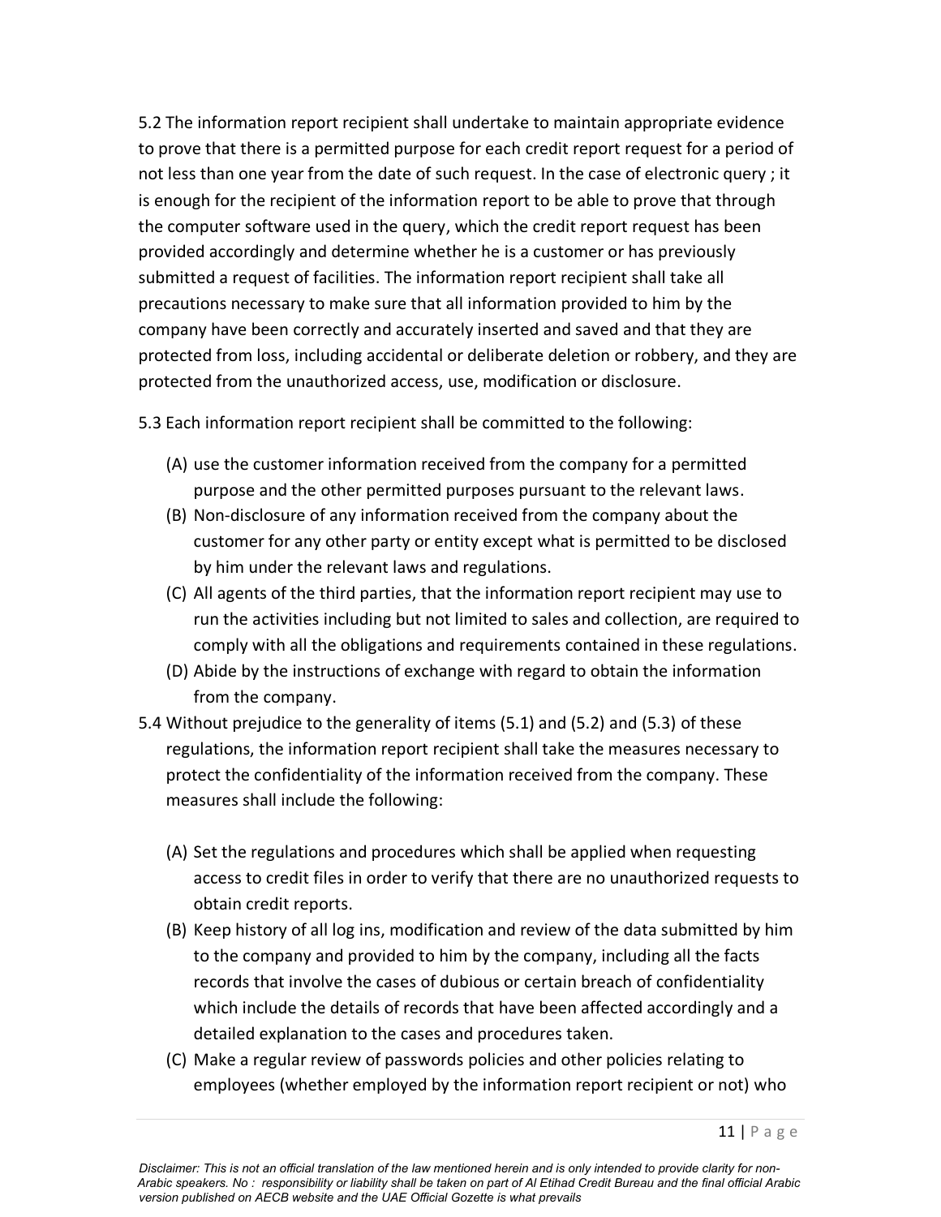5.2 The information report recipient shall undertake to maintain appropriate evidence to prove that there is a permitted purpose for each credit report request for a period of not less than one year from the date of such request. In the case of electronic query ; it is enough for the recipient of the information report to be able to prove that through the computer software used in the query, which the credit report request has been provided accordingly and determine whether he is a customer or has previously submitted a request of facilities. The information report recipient shall take all precautions necessary to make sure that all information provided to him by the company have been correctly and accurately inserted and saved and that they are protected from loss, including accidental or deliberate deletion or robbery, and they are protected from the unauthorized access, use, modification or disclosure.

5.3 Each information report recipient shall be committed to the following:

(A) use the customer information received from the company for a permitted purpose and the other permitted purposes pursuant to the relevant laws.

(B) Non-disclosure of any information received from the company about the customer for any other party or entity except what is permitted to be disclosed by him under the relevant laws and regulations.

(C) All agents of the third parties, that the information report recipient may use to run the activities including but not limited to sales and collection, are required to comply with all the obligations and requirements contained in these regulations.

(D) Abide by the instructions of exchange with regard to obtain the information from the company.

5.4 Without prejudice to the generality of items (5.1) and (5.2) and (5.3) of these regulations, the information report recipient shall take the measures necessary to protect the confidentiality of the information received from the company. These measures shall include the following:

(A) Set the regulations and procedures which shall be applied when requesting access to credit files in order to verify that there are no unauthorized requests to obtain credit reports.

(B) Keep history of all log ins, modification and review of the data submitted by him to the company and provided to him by the company, including all the facts records that involve the cases of dubious or certain breach of confidentiality which include the details of records that have been affected accordingly and a detailed explanation to the cases and procedures taken.

(C) Make a regular review of passwords policies and other policies relating to employees (whether employed by the information report recipient or not) who

*Disclaimer: This is not an official translation of the law mentioned herein and is only intended to provide clarity for non-Arabic speakers. No : responsibility or liability shall be taken on part of Al Etihad Credit Bureau and the final official Arabic version published on AECB website and the UAE Official Gozette is what prevails*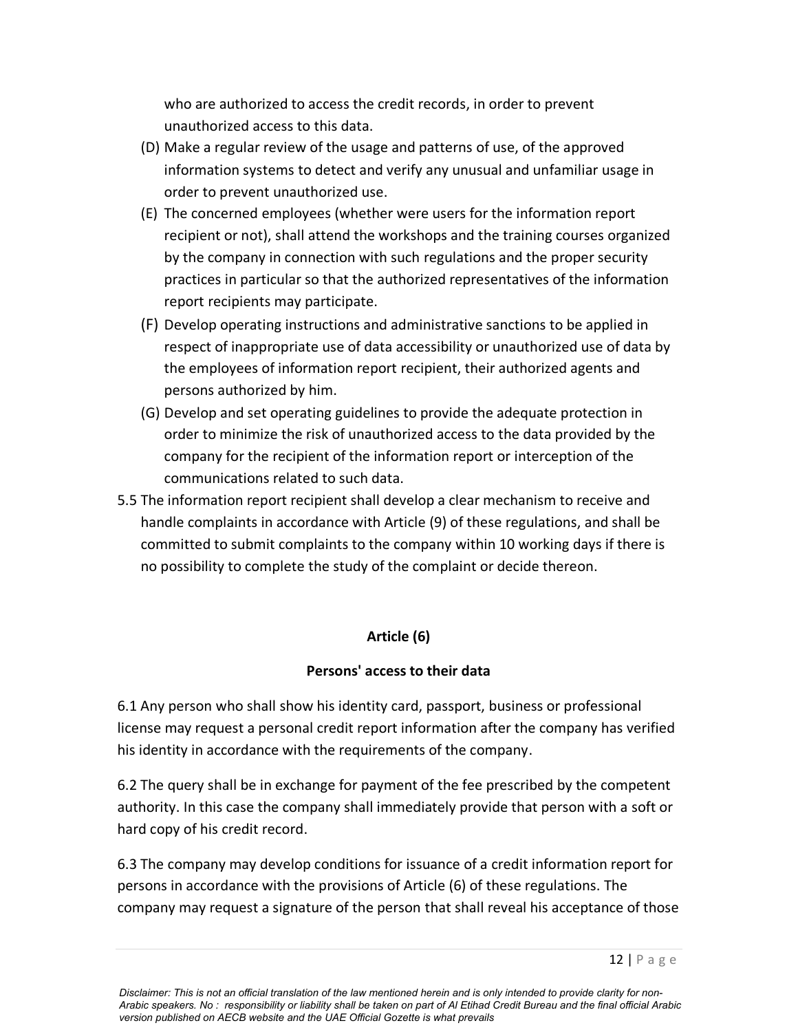who are authorized to access the credit records, in order to prevent unauthorized access to this data.

(D) Make a regular review of the usage and patterns of use, of the approved information systems to detect and verify any unusual and unfamiliar usage in order to prevent unauthorized use.

(E) The concerned employees (whether were users for the information report recipient or not), shall attend the workshops and the training courses organized by the company in connection with such regulations and the proper security practices in particular so that the authorized representatives of the information report recipients may participate.

(F) Develop operating instructions and administrative sanctions to be applied in respect of inappropriate use of data accessibility or unauthorized use of data by the employees of information report recipient, their authorized agents and persons authorized by him.

(G) Develop and set operating guidelines to provide the adequate protection in order to minimize the risk of unauthorized access to the data provided by the company for the recipient of the information report or interception of the communications related to such data.

5.5 The information report recipient shall develop a clear mechanism to receive and handle complaints in accordance with Article (9) of these regulations, and shall be committed to submit complaints to the company within 10 working days if there is no possibility to complete the study of the complaint or decide thereon.

## Article (6)

### Persons' access to their data

6.1 Any person who shall show his identity card, passport, business or professional license may request a personal credit report information after the company has verified his identity in accordance with the requirements of the company.

6.2 The query shall be in exchange for payment of the fee prescribed by the competent authority. In this case the company shall immediately provide that person with a soft or hard copy of his credit record.

6.3 The company may develop conditions for issuance of a credit information report for persons in accordance with the provisions of Article (6) of these regulations. The company may request a signature of the person that shall reveal his acceptance of those

*Disclaimer: This is not an official translation of the law mentioned herein and is only intended to provide clarity for non-Arabic speakers. No : responsibility or liability shall be taken on part of Al Etihad Credit Bureau and the final official Arabic version published on AECB website and the UAE Official Gozette is what prevails*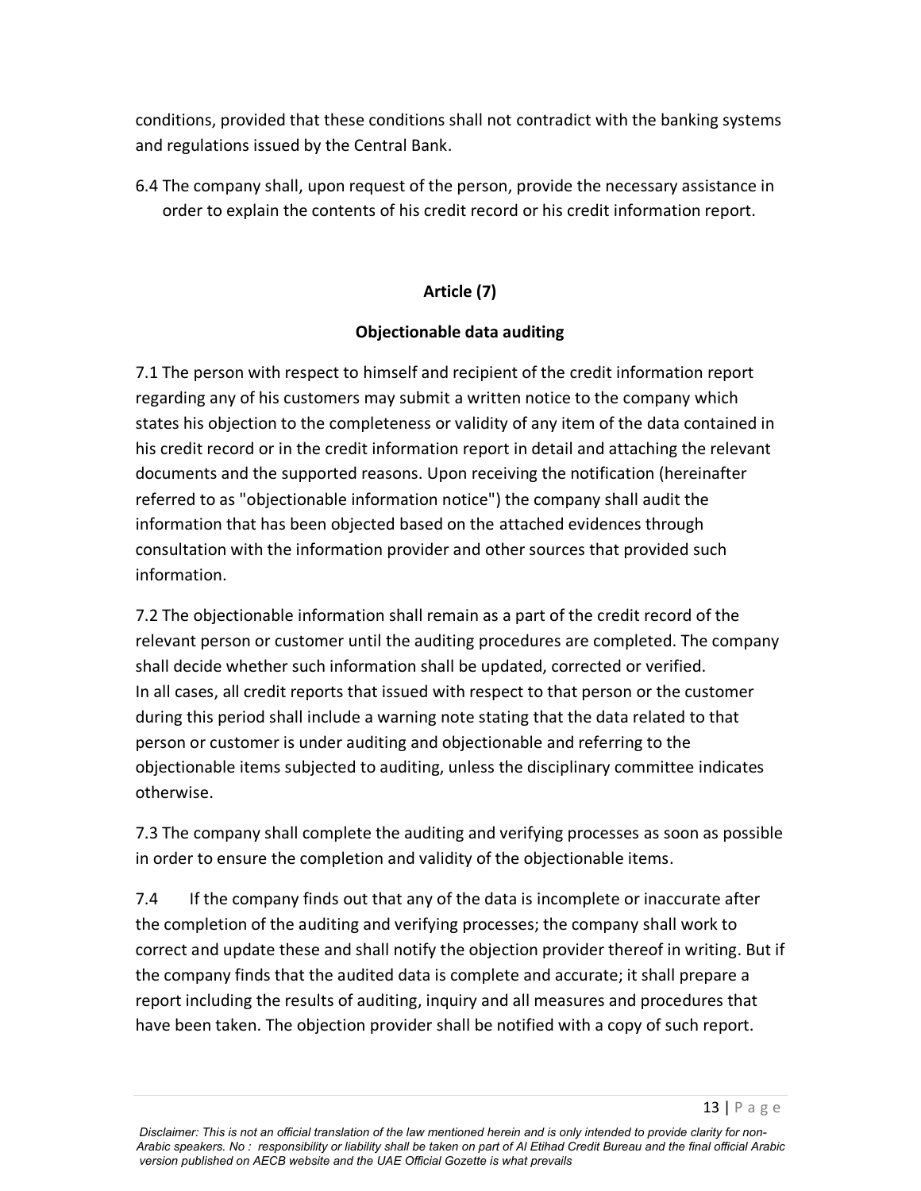conditions, provided that these conditions shall not contradict with the banking systems and regulations issued by the Central Bank.

6.4 The company shall, upon request of the person, provide the necessary assistance in order to explain the contents of his credit record or his credit information report.

## Article (7)

## Objectionable data auditing

7.1 The person with respect to himself and recipient of the credit information report regarding any of his customers may submit a written notice to the company which states his objection to the completeness or validity of any item of the data contained in his credit record or in the credit information report in detail and attaching the relevant documents and the supported reasons. Upon receiving the notification (hereinafter referred to as "objectionable information notice") the company shall audit the information that has been objected based on the attached evidences through consultation with the information provider and other sources that provided such information.

7.2 The objectionable information shall remain as a part of the credit record of the relevant person or customer until the auditing procedures are completed. The company shall decide whether such information shall be updated, corrected or verified. In all cases, all credit reports that issued with respect to that person or the customer during this period shall include a warning note stating that the data related to that person or customer is under auditing and objectionable and referring to the objectionable items subjected to auditing, unless the disciplinary committee indicates otherwise.

7.3 The company shall complete the auditing and verifying processes as soon as possible in order to ensure the completion and validity of the objectionable items.

7.4 If the company finds out that any of the data is incomplete or inaccurate after the completion of the auditing and verifying processes; the company shall work to correct and update these and shall notify the objection provider thereof in writing. But if the company finds that the audited data is complete and accurate; it shall prepare a report including the results of auditing, inquiry and all measures and procedures that have been taken. The objection provider shall be notified with a copy of such report.

*Disclaimer: This is not an official translation of the law mentioned herein and is only intended to provide clarity for non-Arabic speakers. No : responsibility or liability shall be taken on part of Al Etihad Credit Bureau and the final official Arabic version published on AECB website and the UAE Official Gozette is what prevails*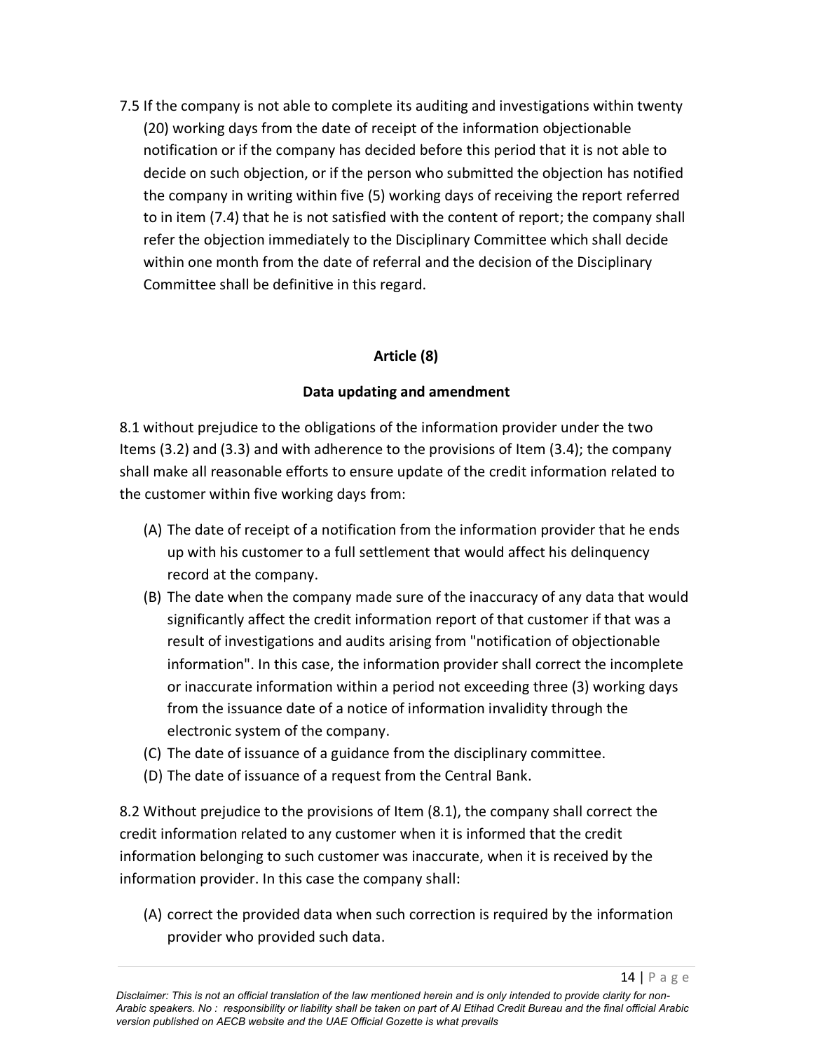7.5 If the company is not able to complete its auditing and investigations within twenty (20) working days from the date of receipt of the information objectionable notification or if the company has decided before this period that it is not able to decide on such objection, or if the person who submitted the objection has notified the company in writing within five (5) working days of receiving the report referred to in item (7.4) that he is not satisfied with the content of report; the company shall refer the objection immediately to the Disciplinary Committee which shall decide within one month from the date of referral and the decision of the Disciplinary Committee shall be definitive in this regard.

## Article (8)

### Data updating and amendment

8.1 without prejudice to the obligations of the information provider under the two Items (3.2) and (3.3) and with adherence to the provisions of Item (3.4); the company shall make all reasonable efforts to ensure update of the credit information related to the customer within five working days from:

(A) The date of receipt of a notification from the information provider that he ends up with his customer to a full settlement that would affect his delinquency record at the company.

(B) The date when the company made sure of the inaccuracy of any data that would significantly affect the credit information report of that customer if that was a result of investigations and audits arising from "notification of objectionable information". In this case, the information provider shall correct the incomplete or inaccurate information within a period not exceeding three (3) working days from the issuance date of a notice of information invalidity through the electronic system of the company.

(C) The date of issuance of a guidance from the disciplinary committee.

(D) The date of issuance of a request from the Central Bank.

8.2 Without prejudice to the provisions of Item (8.1), the company shall correct the credit information related to any customer when it is informed that the credit information belonging to such customer was inaccurate, when it is received by the information provider. In this case the company shall:

(A) correct the provided data when such correction is required by the information provider who provided such data.

*Disclaimer: This is not an official translation of the law mentioned herein and is only intended to provide clarity for non-Arabic speakers. No : responsibility or liability shall be taken on part of Al Etihad Credit Bureau and the final official Arabic version published on AECB website and the UAE Official Gozette is what prevails*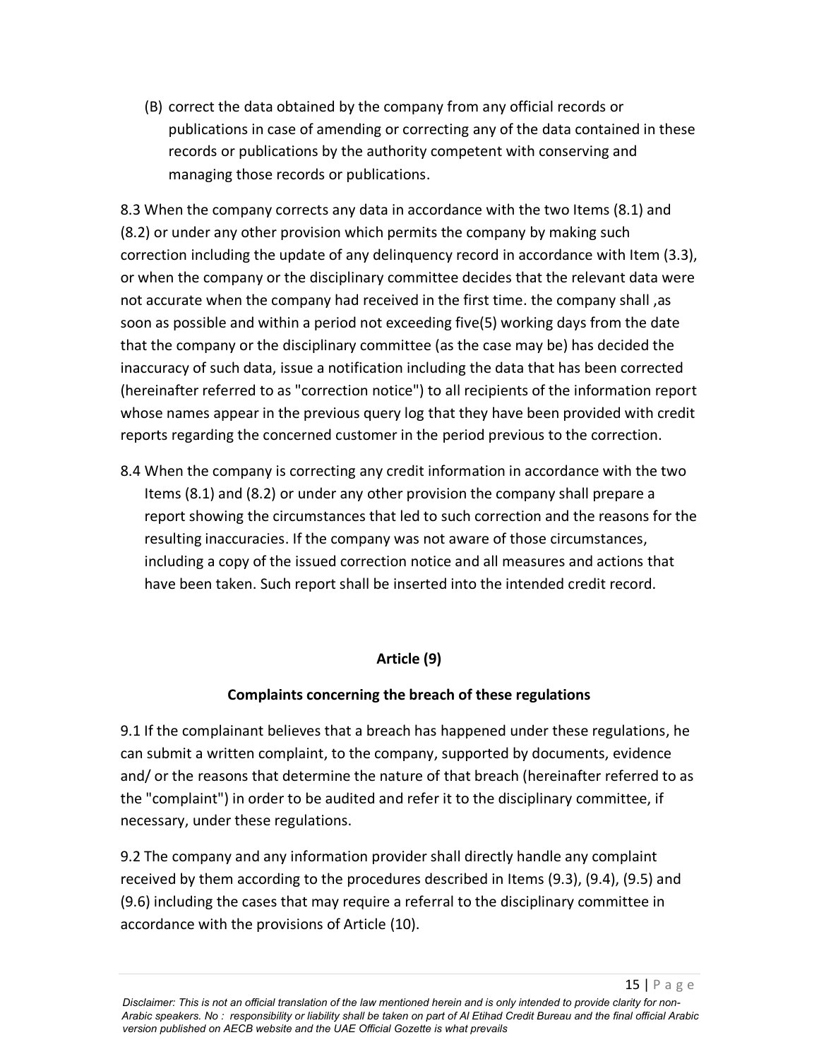(B) correct the data obtained by the company from any official records or publications in case of amending or correcting any of the data contained in these records or publications by the authority competent with conserving and managing those records or publications.

8.3 When the company corrects any data in accordance with the two Items (8.1) and (8.2) or under any other provision which permits the company by making such correction including the update of any delinquency record in accordance with Item (3.3), or when the company or the disciplinary committee decides that the relevant data were not accurate when the company had received in the first time. the company shall ,as soon as possible and within a period not exceeding five(5) working days from the date that the company or the disciplinary committee (as the case may be) has decided the inaccuracy of such data, issue a notification including the data that has been corrected (hereinafter referred to as "correction notice") to all recipients of the information report whose names appear in the previous query log that they have been provided with credit reports regarding the concerned customer in the period previous to the correction.

8.4 When the company is correcting any credit information in accordance with the two Items (8.1) and (8.2) or under any other provision the company shall prepare a report showing the circumstances that led to such correction and the reasons for the resulting inaccuracies. If the company was not aware of those circumstances, including a copy of the issued correction notice and all measures and actions that have been taken. Such report shall be inserted into the intended credit record.

## Article (9)

### Complaints concerning the breach of these regulations

9.1 If the complainant believes that a breach has happened under these regulations, he can submit a written complaint, to the company, supported by documents, evidence and/ or the reasons that determine the nature of that breach (hereinafter referred to as the "complaint") in order to be audited and refer it to the disciplinary committee, if necessary, under these regulations.

9.2 The company and any information provider shall directly handle any complaint received by them according to the procedures described in Items (9.3), (9.4), (9.5) and (9.6) including the cases that may require a referral to the disciplinary committee in accordance with the provisions of Article (10).

*Disclaimer: This is not an official translation of the law mentioned herein and is only intended to provide clarity for non-Arabic speakers. No : responsibility or liability shall be taken on part of Al Etihad Credit Bureau and the final official Arabic version published on AECB website and the UAE Official Gozette is what prevails*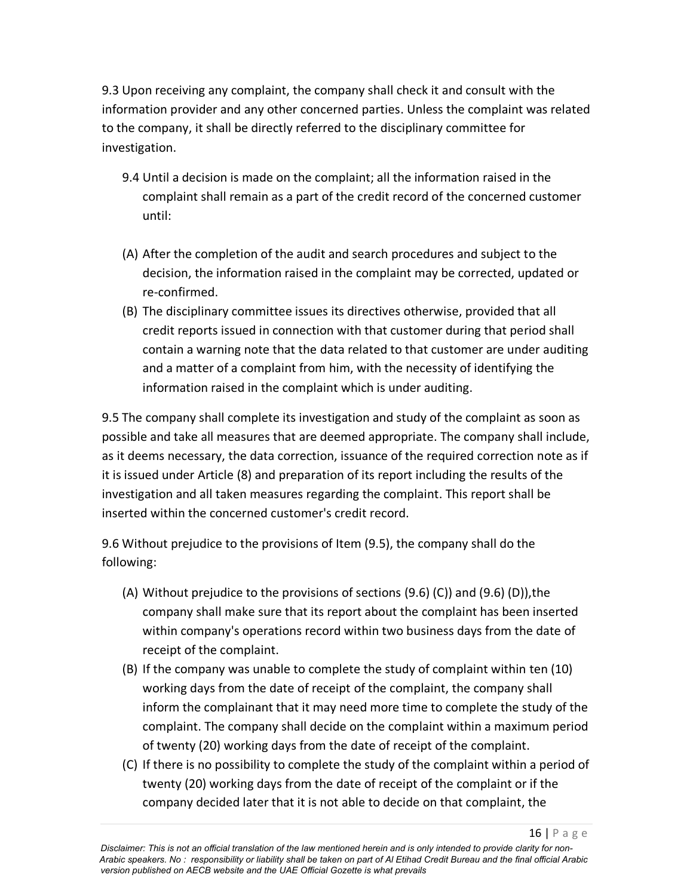9.3 Upon receiving any complaint, the company shall check it and consult with the information provider and any other concerned parties. Unless the complaint was related to the company, it shall be directly referred to the disciplinary committee for investigation.

9.4 Until a decision is made on the complaint; all the information raised in the complaint shall remain as a part of the credit record of the concerned customer until:

(A) After the completion of the audit and search procedures and subject to the decision, the information raised in the complaint may be corrected, updated or re-confirmed.

(B) The disciplinary committee issues its directives otherwise, provided that all credit reports issued in connection with that customer during that period shall contain a warning note that the data related to that customer are under auditing and a matter of a complaint from him, with the necessity of identifying the information raised in the complaint which is under auditing.

9.5 The company shall complete its investigation and study of the complaint as soon as possible and take all measures that are deemed appropriate. The company shall include, as it deems necessary, the data correction, issuance of the required correction note as if it is issued under Article (8) and preparation of its report including the results of the investigation and all taken measures regarding the complaint. This report shall be inserted within the concerned customer's credit record.

9.6 Without prejudice to the provisions of Item (9.5), the company shall do the following:

(A) Without prejudice to the provisions of sections (9.6) (C)) and (9.6) (D)),the company shall make sure that its report about the complaint has been inserted within company's operations record within two business days from the date of receipt of the complaint.

(B) If the company was unable to complete the study of complaint within ten (10) working days from the date of receipt of the complaint, the company shall inform the complainant that it may need more time to complete the study of the complaint. The company shall decide on the complaint within a maximum period of twenty (20) working days from the date of receipt of the complaint.

(C) If there is no possibility to complete the study of the complaint within a period of twenty (20) working days from the date of receipt of the complaint or if the company decided later that it is not able to decide on that complaint, the

*Disclaimer: This is not an official translation of the law mentioned herein and is only intended to provide clarity for non-Arabic speakers. No : responsibility or liability shall be taken on part of Al Etihad Credit Bureau and the final official Arabic version published on AECB website and the UAE Official Gazette is what prevails*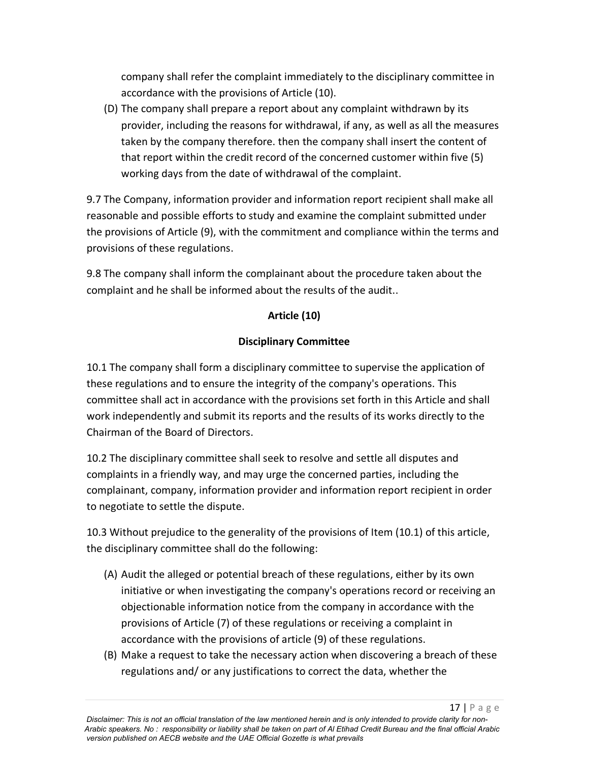company shall refer the complaint immediately to the disciplinary committee in accordance with the provisions of Article (10).

(D) The company shall prepare a report about any complaint withdrawn by its provider, including the reasons for withdrawal, if any, as well as all the measures taken by the company therefore. then the company shall insert the content of that report within the credit record of the concerned customer within five (5) working days from the date of withdrawal of the complaint.

9.7 The Company, information provider and information report recipient shall make all reasonable and possible efforts to study and examine the complaint submitted under the provisions of Article (9), with the commitment and compliance within the terms and provisions of these regulations.

9.8 The company shall inform the complainant about the procedure taken about the complaint and he shall be informed about the results of the audit..

**Article (10)**

**Disciplinary Committee**

10.1 The company shall form a disciplinary committee to supervise the application of these regulations and to ensure the integrity of the company's operations. This committee shall act in accordance with the provisions set forth in this Article and shall work independently and submit its reports and the results of its works directly to the Chairman of the Board of Directors.

10.2 The disciplinary committee shall seek to resolve and settle all disputes and complaints in a friendly way, and may urge the concerned parties, including the complainant, company, information provider and information report recipient in order to negotiate to settle the dispute.

10.3 Without prejudice to the generality of the provisions of Item (10.1) of this article, the disciplinary committee shall do the following:

(A) Audit the alleged or potential breach of these regulations, either by its own initiative or when investigating the company's operations record or receiving an objectionable information notice from the company in accordance with the provisions of Article (7) of these regulations or receiving a complaint in accordance with the provisions of article (9) of these regulations.

(B) Make a request to take the necessary action when discovering a breach of these regulations and/ or any justifications to correct the data, whether the

*Disclaimer: This is not an official translation of the law mentioned herein and is only intended to provide clarity for non-Arabic speakers. No : responsibility or liability shall be taken on part of Al Etihad Credit Bureau and the final official Arabic version published on AECB website and the UAE Official Gozette is what prevails*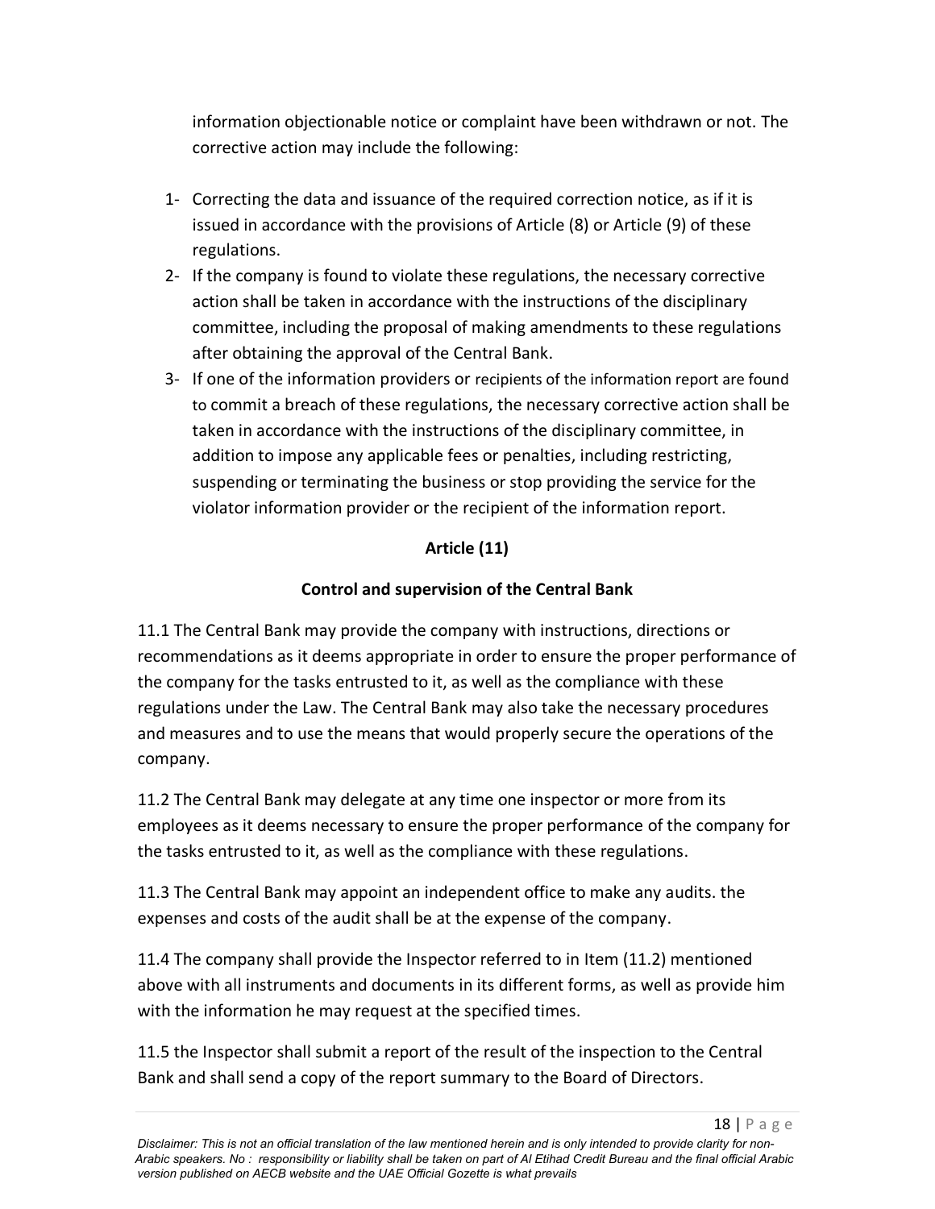information objectionable notice or complaint have been withdrawn or not. The corrective action may include the following:

1- Correcting the data and issuance of the required correction notice, as if it is issued in accordance with the provisions of Article (8) or Article (9) of these regulations.
2- If the company is found to violate these regulations, the necessary corrective action shall be taken in accordance with the instructions of the disciplinary committee, including the proposal of making amendments to these regulations after obtaining the approval of the Central Bank.
3- If one of the information providers or recipients of the information report are found to commit a breach of these regulations, the necessary corrective action shall be taken in accordance with the instructions of the disciplinary committee, in addition to impose any applicable fees or penalties, including restricting, suspending or terminating the business or stop providing the service for the violator information provider or the recipient of the information report.

**Article (11)**

**Control and supervision of the Central Bank**

11.1 The Central Bank may provide the company with instructions, directions or recommendations as it deems appropriate in order to ensure the proper performance of the company for the tasks entrusted to it, as well as the compliance with these regulations under the Law. The Central Bank may also take the necessary procedures and measures and to use the means that would properly secure the operations of the company.

11.2 The Central Bank may delegate at any time one inspector or more from its employees as it deems necessary to ensure the proper performance of the company for the tasks entrusted to it, as well as the compliance with these regulations.

11.3 The Central Bank may appoint an independent office to make any audits. the expenses and costs of the audit shall be at the expense of the company.

11.4 The company shall provide the Inspector referred to in Item (11.2) mentioned above with all instruments and documents in its different forms, as well as provide him with the information he may request at the specified times.

11.5 the Inspector shall submit a report of the result of the inspection to the Central Bank and shall send a copy of the report summary to the Board of Directors.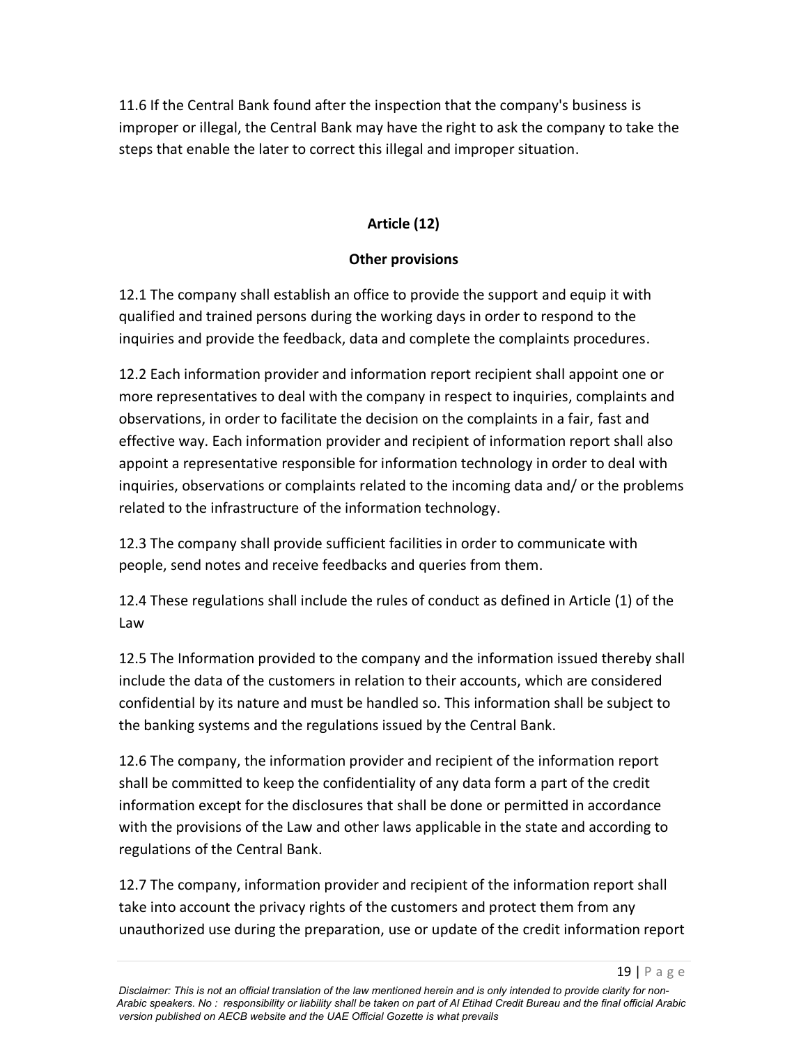11.6 If the Central Bank found after the inspection that the company's business is improper or illegal, the Central Bank may have the right to ask the company to take the steps that enable the later to correct this illegal and improper situation.

## Article (12)

### Other provisions

12.1 The company shall establish an office to provide the support and equip it with qualified and trained persons during the working days in order to respond to the inquiries and provide the feedback, data and complete the complaints procedures.

12.2 Each information provider and information report recipient shall appoint one or more representatives to deal with the company in respect to inquiries, complaints and observations, in order to facilitate the decision on the complaints in a fair, fast and effective way. Each information provider and recipient of information report shall also appoint a representative responsible for information technology in order to deal with inquiries, observations or complaints related to the incoming data and/ or the problems related to the infrastructure of the information technology.

12.3 The company shall provide sufficient facilities in order to communicate with people, send notes and receive feedbacks and queries from them.

12.4 These regulations shall include the rules of conduct as defined in Article (1) of the Law

12.5 The Information provided to the company and the information issued thereby shall include the data of the customers in relation to their accounts, which are considered confidential by its nature and must be handled so. This information shall be subject to the banking systems and the regulations issued by the Central Bank.

12.6 The company, the information provider and recipient of the information report shall be committed to keep the confidentiality of any data form a part of the credit information except for the disclosures that shall be done or permitted in accordance with the provisions of the Law and other laws applicable in the state and according to regulations of the Central Bank.

12.7 The company, information provider and recipient of the information report shall take into account the privacy rights of the customers and protect them from any unauthorized use during the preparation, use or update of the credit information report

*Disclaimer: This is not an official translation of the law mentioned herein and is only intended to provide clarity for non-Arabic speakers. No : responsibility or liability shall be taken on part of Al Etihad Credit Bureau and the final official Arabic version published on AECB website and the UAE Official Gozette is what prevails*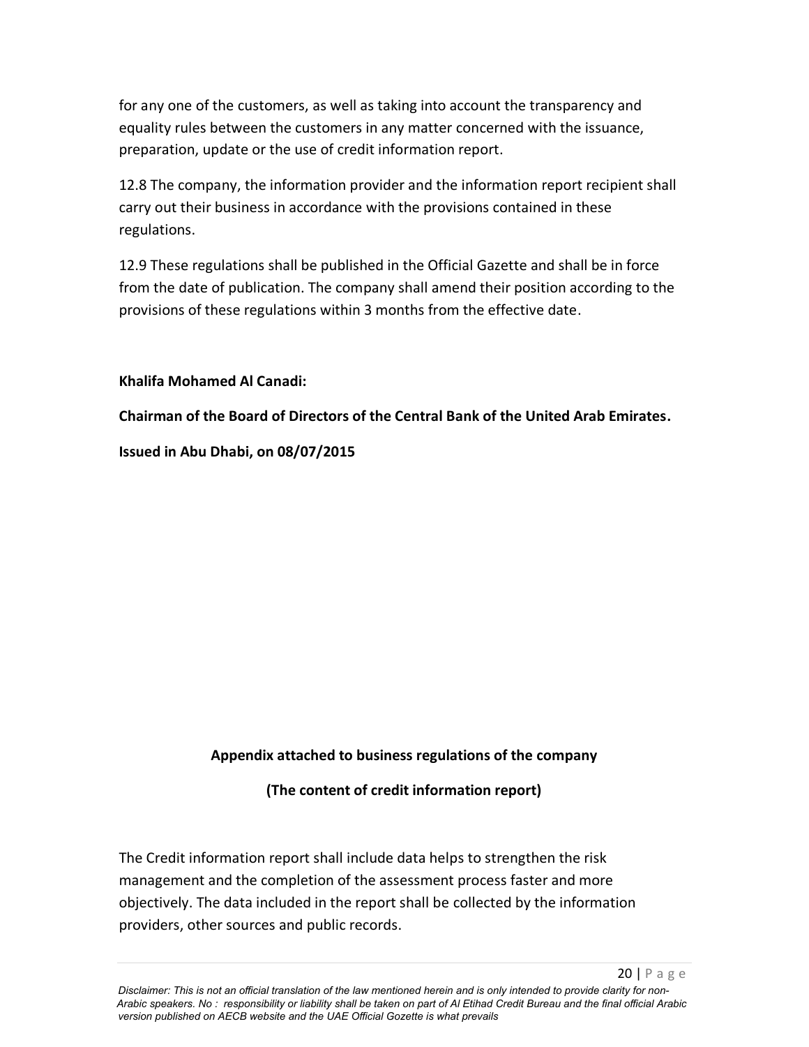for any one of the customers, as well as taking into account the transparency and equality rules between the customers in any matter concerned with the issuance, preparation, update or the use of credit information report.

12.8 The company, the information provider and the information report recipient shall carry out their business in accordance with the provisions contained in these regulations.

12.9 These regulations shall be published in the Official Gazette and shall be in force from the date of publication. The company shall amend their position according to the provisions of these regulations within 3 months from the effective date.

**Khalifa Mohamed Al Canadi:**

**Chairman of the Board of Directors of the Central Bank of the United Arab Emirates.**

**Issued in Abu Dhabi, on 08/07/2015**

## Appendix attached to business regulations of the company

## (The content of credit information report)

The Credit information report shall include data helps to strengthen the risk management and the completion of the assessment process faster and more objectively. The data included in the report shall be collected by the information providers, other sources and public records.

*Disclaimer: This is not an official translation of the law mentioned herein and is only intended to provide clarity for non-Arabic speakers. No : responsibility or liability shall be taken on part of Al Etihad Credit Bureau and the final official Arabic version published on AECB website and the UAE Official Gazette is what prevails*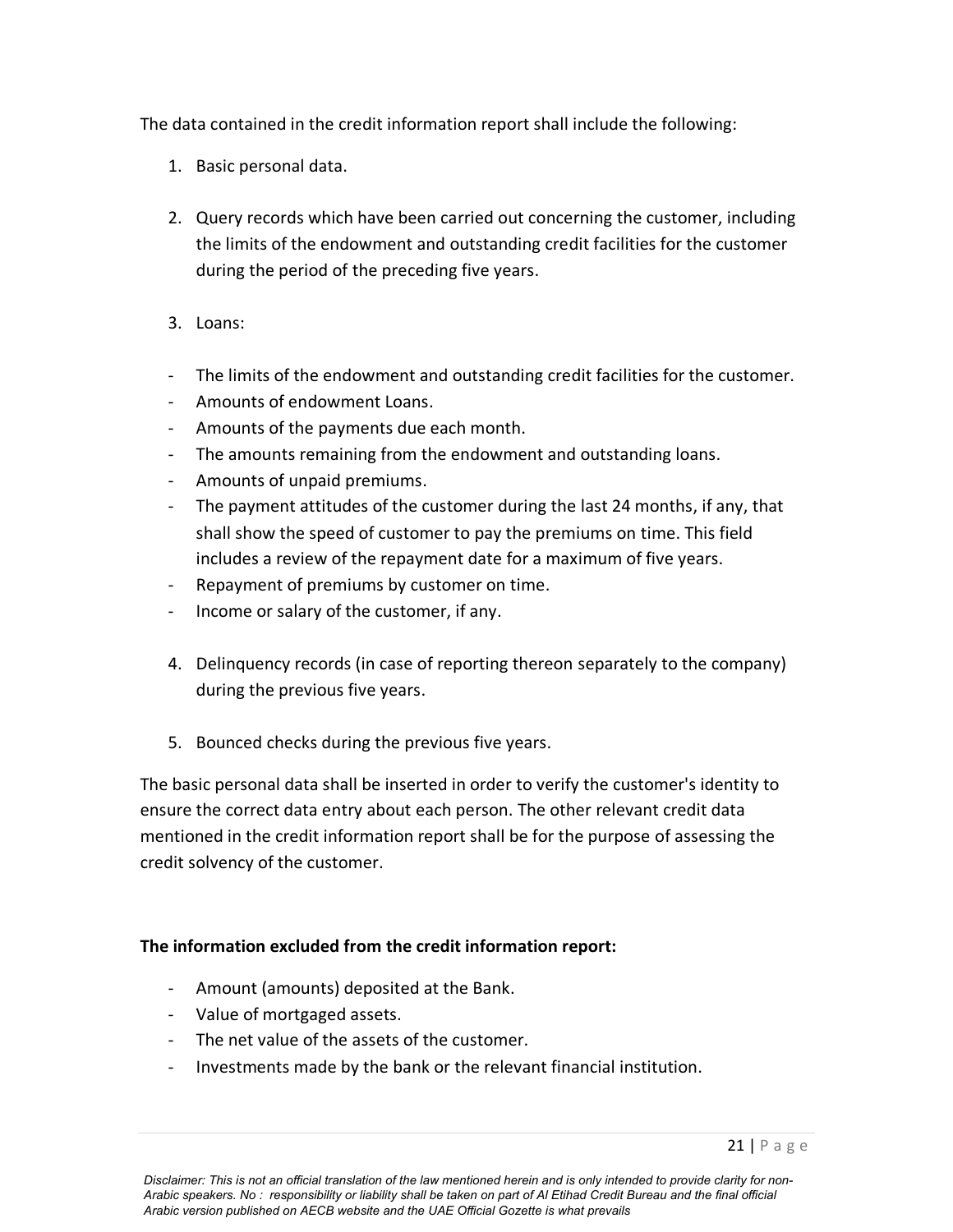The data contained in the credit information report shall include the following:

1. Basic personal data.

2. Query records which have been carried out concerning the customer, including the limits of the endowment and outstanding credit facilities for the customer during the period of the preceding five years.

3. Loans:

- The limits of the endowment and outstanding credit facilities for the customer.
- Amounts of endowment Loans.
- Amounts of the payments due each month.
- The amounts remaining from the endowment and outstanding loans.
- Amounts of unpaid premiums.
- The payment attitudes of the customer during the last 24 months, if any, that shall show the speed of customer to pay the premiums on time. This field includes a review of the repayment date for a maximum of five years.
- Repayment of premiums by customer on time.
- Income or salary of the customer, if any.

4. Delinquency records (in case of reporting thereon separately to the company) during the previous five years.

5. Bounced checks during the previous five years.

The basic personal data shall be inserted in order to verify the customer's identity to ensure the correct data entry about each person. The other relevant credit data mentioned in the credit information report shall be for the purpose of assessing the credit solvency of the customer.

**The information excluded from the credit information report:**

- Amount (amounts) deposited at the Bank.
- Value of mortgaged assets.
- The net value of the assets of the customer.
- Investments made by the bank or the relevant financial institution.

*Disclaimer: This is not an official translation of the law mentioned herein and is only intended to provide clarity for non-Arabic speakers. No : responsibility or liability shall be taken on part of Al Etihad Credit Bureau and the final official Arabic version published on AECB website and the UAE Official Gozette is what prevails*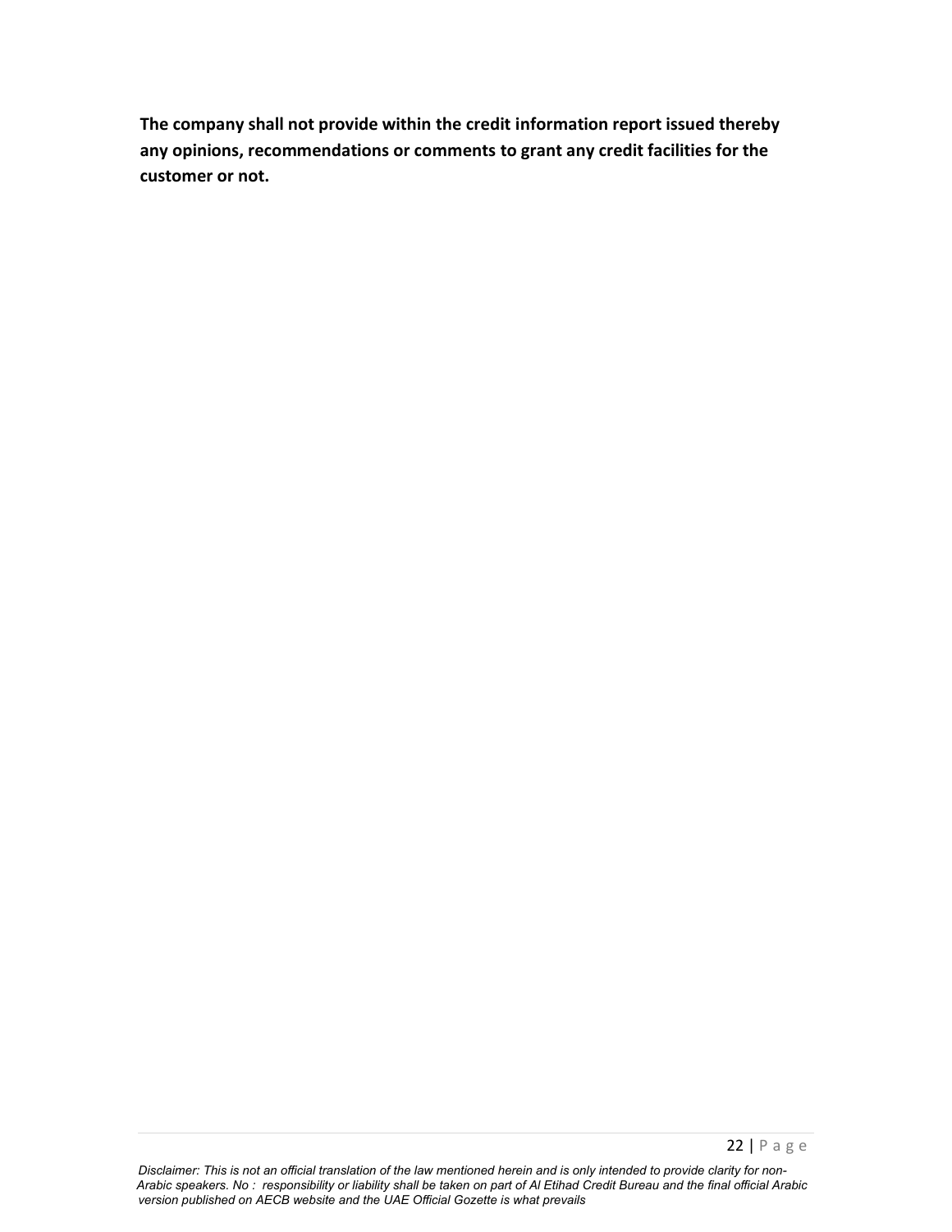**The company shall not provide within the credit information report issued thereby any opinions, recommendations or comments to grant any credit facilities for the customer or not.**